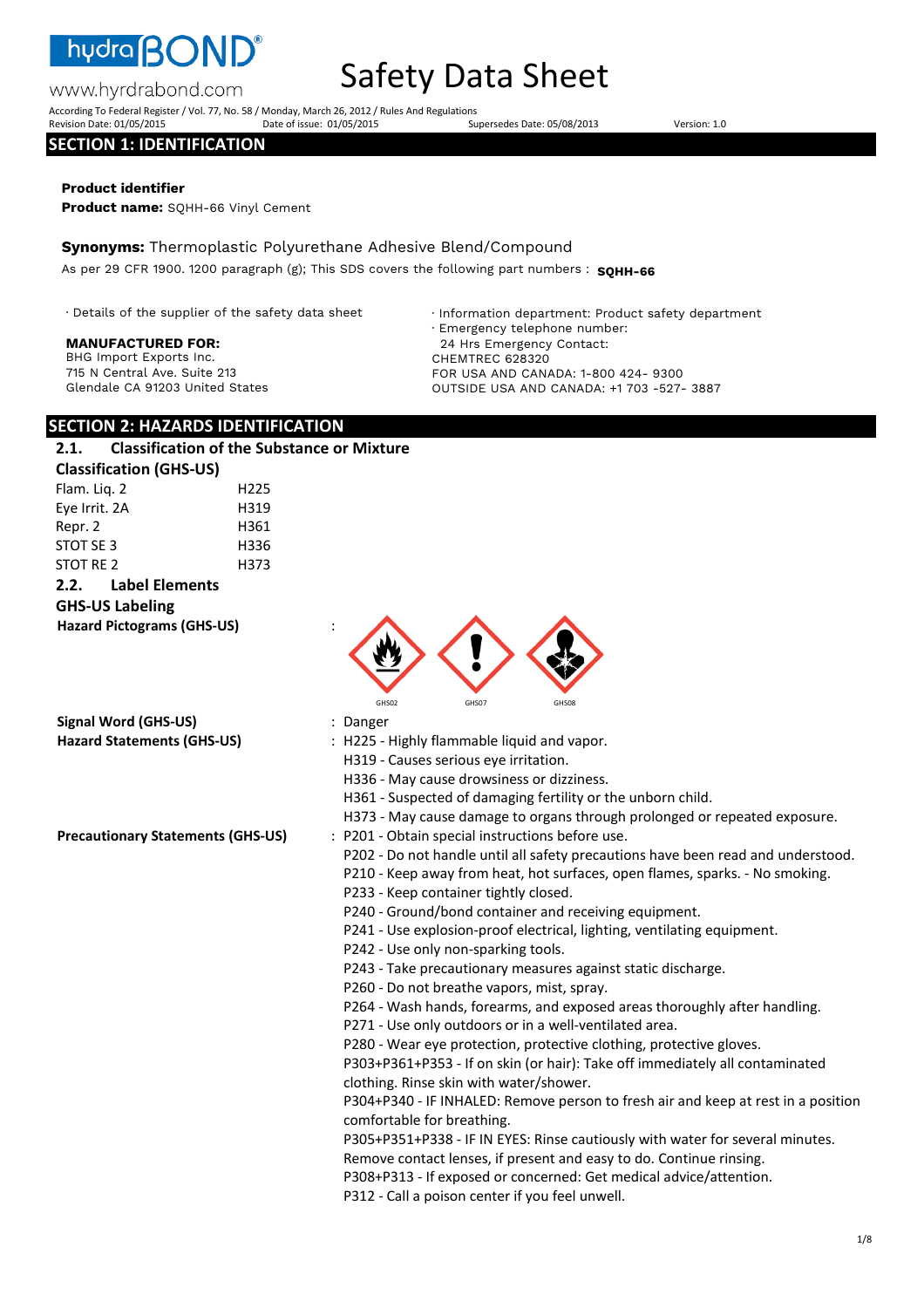hydraBOND®

www.hyrdrabond.com

# Safety Data Sheet

According To Federal Register / Vol. 77, No. 58 / Monday, March 26, 2012 / Rules And Regulations

Revision Date: 01/05/2015 Date of issue: 01/05/2015 Supersedes Date: 05/08/2013 Version: 1.0

## SECTION 1: IDENTIFICATION

**Product identifier**

**Product name:** SQHH-66 Vinyl Cement

**Synonyms:** Thermoplastic Polyurethane Adhesive Blend/Compound

As per 29 CFR 1900. 1200 paragraph (g); This SDS covers the following part numbers : **SQHH-66**

· Details of the supplier of the safety data sheet

**MANUFACTURED FOR:**
BHG Import Exports Inc.
715 N Central Ave. Suite 213
Glendale CA 91203 United States

· Information department: Product safety department
· Emergency telephone number:
24 Hrs Emergency Contact:
CHEMTREC 628320
FOR USA AND CANADA: 1-800 424- 9300
OUTSIDE USA AND CANADA: +1 703 -527- 3887

## SECTION 2: HAZARDS IDENTIFICATION

### 2.1. Classification of the Substance or Mixture

**Classification (GHS-US)**

| | |
|---|---|
| Flam. Liq. 2 | H225 |
| Eye Irrit. 2A | H319 |
| Repr. 2 | H361 |
| STOT SE 3 | H336 |
| STOT RE 2 | H373 |

### 2.2. Label Elements

**GHS-US Labeling**

**Hazard Pictograms (GHS-US)** : GHS02 GHS07 GHS08

**Signal Word (GHS-US)** : Danger

**Hazard Statements (GHS-US)** :
H225 - Highly flammable liquid and vapor.
H319 - Causes serious eye irritation.
H336 - May cause drowsiness or dizziness.
H361 - Suspected of damaging fertility or the unborn child.
H373 - May cause damage to organs through prolonged or repeated exposure.

**Precautionary Statements (GHS-US)** :
P201 - Obtain special instructions before use.
P202 - Do not handle until all safety precautions have been read and understood.
P210 - Keep away from heat, hot surfaces, open flames, sparks. - No smoking.
P233 - Keep container tightly closed.
P240 - Ground/bond container and receiving equipment.
P241 - Use explosion-proof electrical, lighting, ventilating equipment.
P242 - Use only non-sparking tools.
P243 - Take precautionary measures against static discharge.
P260 - Do not breathe vapors, mist, spray.
P264 - Wash hands, forearms, and exposed areas thoroughly after handling.
P271 - Use only outdoors or in a well-ventilated area.
P280 - Wear eye protection, protective clothing, protective gloves.
P303+P361+P353 - If on skin (or hair): Take off immediately all contaminated clothing. Rinse skin with water/shower.
P304+P340 - IF INHALED: Remove person to fresh air and keep at rest in a position comfortable for breathing.
P305+P351+P338 - IF IN EYES: Rinse cautiously with water for several minutes. Remove contact lenses, if present and easy to do. Continue rinsing.
P308+P313 - If exposed or concerned: Get medical advice/attention.
P312 - Call a poison center if you feel unwell.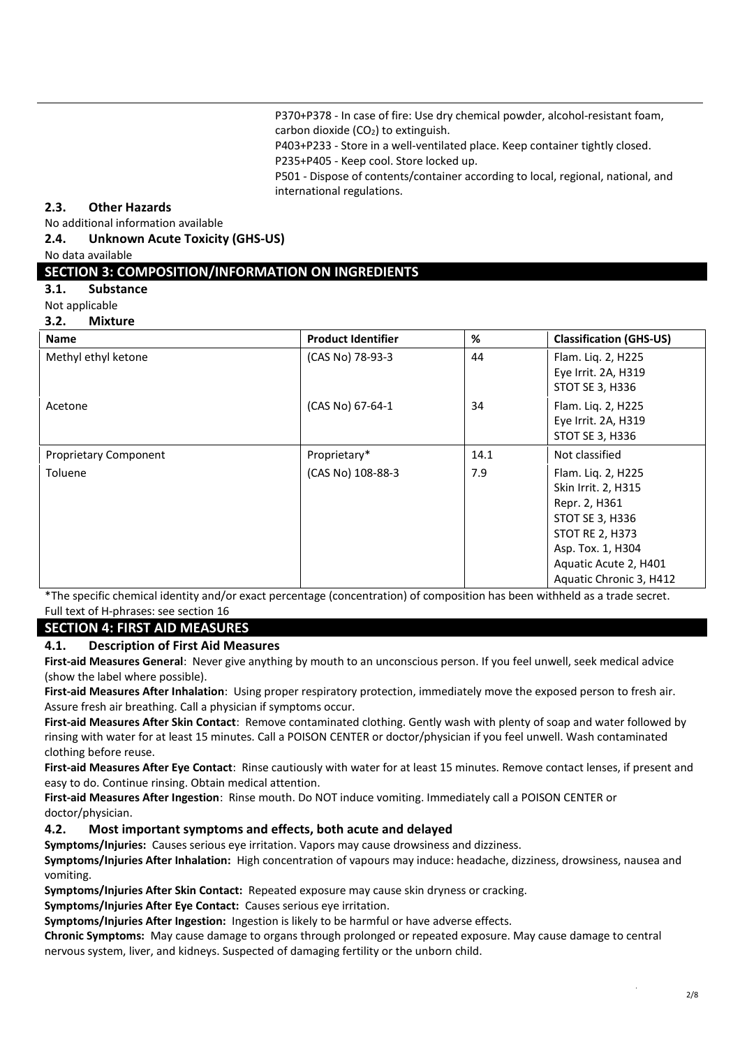P370+P378 - In case of fire: Use dry chemical powder, alcohol-resistant foam, carbon dioxide ($CO_2$) to extinguish.
P403+P233 - Store in a well-ventilated place. Keep container tightly closed.
P235+P405 - Keep cool. Store locked up.
P501 - Dispose of contents/container according to local, regional, national, and international regulations.

### 2.3. Other Hazards

No additional information available

### 2.4. Unknown Acute Toxicity (GHS-US)

No data available

## SECTION 3: COMPOSITION/INFORMATION ON INGREDIENTS

### 3.1. Substance

Not applicable

### 3.2. Mixture

| Name | Product Identifier | % | Classification (GHS-US) |
|---|---|---|---|
| Methyl ethyl ketone | (CAS No) 78-93-3 | 44 | Flam. Liq. 2, H225<br>Eye Irrit. 2A, H319<br>STOT SE 3, H336 |
| Acetone | (CAS No) 67-64-1 | 34 | Flam. Liq. 2, H225<br>Eye Irrit. 2A, H319<br>STOT SE 3, H336 |
| Proprietary Component | Proprietary* | 14.1 | Not classified |
| Toluene | (CAS No) 108-88-3 | 7.9 | Flam. Liq. 2, H225<br>Skin Irrit. 2, H315<br>Repr. 2, H361<br>STOT SE 3, H336<br>STOT RE 2, H373<br>Asp. Tox. 1, H304<br>Aquatic Acute 2, H401<br>Aquatic Chronic 3, H412 |

*The specific chemical identity and/or exact percentage (concentration) of composition has been withheld as a trade secret.
Full text of H-phrases: see section 16

## SECTION 4: FIRST AID MEASURES

### 4.1. Description of First Aid Measures

**First-aid Measures General**: Never give anything by mouth to an unconscious person. If you feel unwell, seek medical advice (show the label where possible).

**First-aid Measures After Inhalation**: Using proper respiratory protection, immediately move the exposed person to fresh air. Assure fresh air breathing. Call a physician if symptoms occur.

**First-aid Measures After Skin Contact**: Remove contaminated clothing. Gently wash with plenty of soap and water followed by rinsing with water for at least 15 minutes. Call a POISON CENTER or doctor/physician if you feel unwell. Wash contaminated clothing before reuse.

**First-aid Measures After Eye Contact**: Rinse cautiously with water for at least 15 minutes. Remove contact lenses, if present and easy to do. Continue rinsing. Obtain medical attention.

**First-aid Measures After Ingestion**: Rinse mouth. Do NOT induce vomiting. Immediately call a POISON CENTER or doctor/physician.

### 4.2. Most important symptoms and effects, both acute and delayed

**Symptoms/Injuries:** Causes serious eye irritation. Vapors may cause drowsiness and dizziness.

**Symptoms/Injuries After Inhalation:** High concentration of vapours may induce: headache, dizziness, drowsiness, nausea and vomiting.

**Symptoms/Injuries After Skin Contact:** Repeated exposure may cause skin dryness or cracking.

**Symptoms/Injuries After Eye Contact:** Causes serious eye irritation.

**Symptoms/Injuries After Ingestion:** Ingestion is likely to be harmful or have adverse effects.

**Chronic Symptoms:** May cause damage to organs through prolonged or repeated exposure. May cause damage to central nervous system, liver, and kidneys. Suspected of damaging fertility or the unborn child.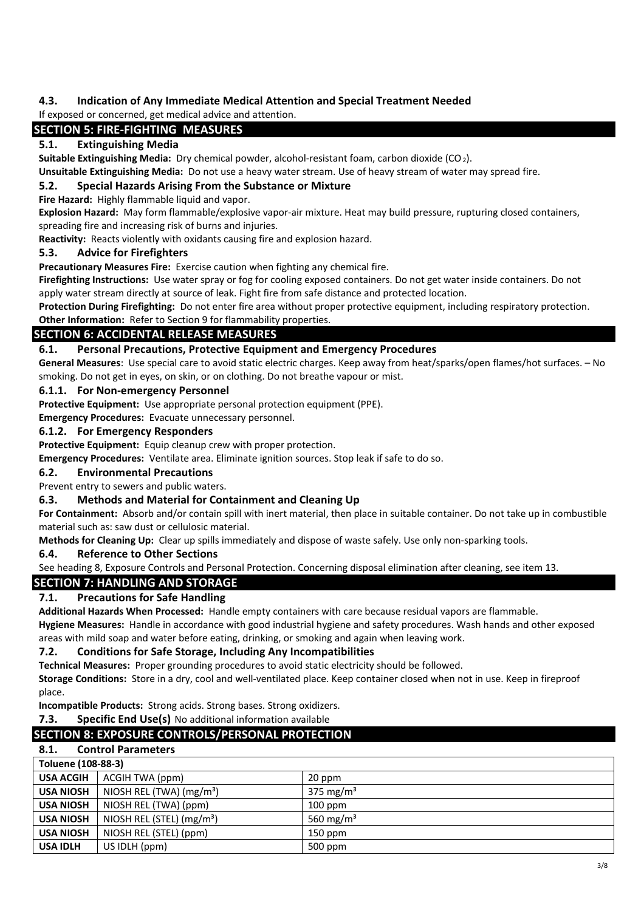### 4.3. Indication of Any Immediate Medical Attention and Special Treatment Needed

If exposed or concerned, get medical advice and attention.

## SECTION 5: FIRE-FIGHTING MEASURES

### 5.1. Extinguishing Media

**Suitable Extinguishing Media:** Dry chemical powder, alcohol-resistant foam, carbon dioxide ($CO_2$).

**Unsuitable Extinguishing Media:** Do not use a heavy water stream. Use of heavy stream of water may spread fire.

### 5.2. Special Hazards Arising From the Substance or Mixture

**Fire Hazard:** Highly flammable liquid and vapor.

**Explosion Hazard:** May form flammable/explosive vapor-air mixture. Heat may build pressure, rupturing closed containers, spreading fire and increasing risk of burns and injuries.

**Reactivity:** Reacts violently with oxidants causing fire and explosion hazard.

### 5.3. Advice for Firefighters

**Precautionary Measures Fire:** Exercise caution when fighting any chemical fire.

**Firefighting Instructions:** Use water spray or fog for cooling exposed containers. Do not get water inside containers. Do not apply water stream directly at source of leak. Fight fire from safe distance and protected location.

**Protection During Firefighting:** Do not enter fire area without proper protective equipment, including respiratory protection.

**Other Information:** Refer to Section 9 for flammability properties.

## SECTION 6: ACCIDENTAL RELEASE MEASURES

### 6.1. Personal Precautions, Protective Equipment and Emergency Procedures

**General Measures**: Use special care to avoid static electric charges. Keep away from heat/sparks/open flames/hot surfaces. – No smoking. Do not get in eyes, on skin, or on clothing. Do not breathe vapour or mist.

#### 6.1.1. For Non-emergency Personnel

**Protective Equipment:** Use appropriate personal protection equipment (PPE).

**Emergency Procedures:** Evacuate unnecessary personnel.

#### 6.1.2. For Emergency Responders

**Protective Equipment:** Equip cleanup crew with proper protection.

**Emergency Procedures:** Ventilate area. Eliminate ignition sources. Stop leak if safe to do so.

### 6.2. Environmental Precautions

Prevent entry to sewers and public waters.

### 6.3. Methods and Material for Containment and Cleaning Up

**For Containment:** Absorb and/or contain spill with inert material, then place in suitable container. Do not take up in combustible material such as: saw dust or cellulosic material.

**Methods for Cleaning Up:** Clear up spills immediately and dispose of waste safely. Use only non-sparking tools.

### 6.4. Reference to Other Sections

See heading 8, Exposure Controls and Personal Protection. Concerning disposal elimination after cleaning, see item 13.

## SECTION 7: HANDLING AND STORAGE

### 7.1. Precautions for Safe Handling

**Additional Hazards When Processed:** Handle empty containers with care because residual vapors are flammable.

**Hygiene Measures:** Handle in accordance with good industrial hygiene and safety procedures. Wash hands and other exposed areas with mild soap and water before eating, drinking, or smoking and again when leaving work.

### 7.2. Conditions for Safe Storage, Including Any Incompatibilities

**Technical Measures:** Proper grounding procedures to avoid static electricity should be followed.

**Storage Conditions:** Store in a dry, cool and well-ventilated place. Keep container closed when not in use. Keep in fireproof place.

**Incompatible Products:** Strong acids. Strong bases. Strong oxidizers.

### 7.3. Specific End Use(s) No additional information available

## SECTION 8: EXPOSURE CONTROLS/PERSONAL PROTECTION

### 8.1. Control Parameters

| Toluene (108-88-3) | | |
|---|---|---|
| **USA ACGIH** | ACGIH TWA (ppm) | 20 ppm |
| **USA NIOSH** | NIOSH REL (TWA) ($mg/m^3$) | 375 $mg/m^3$ |
| **USA NIOSH** | NIOSH REL (TWA) (ppm) | 100 ppm |
| **USA NIOSH** | NIOSH REL (STEL) ($mg/m^3$) | 560 $mg/m^3$ |
| **USA NIOSH** | NIOSH REL (STEL) (ppm) | 150 ppm |
| **USA IDLH** | US IDLH (ppm) | 500 ppm |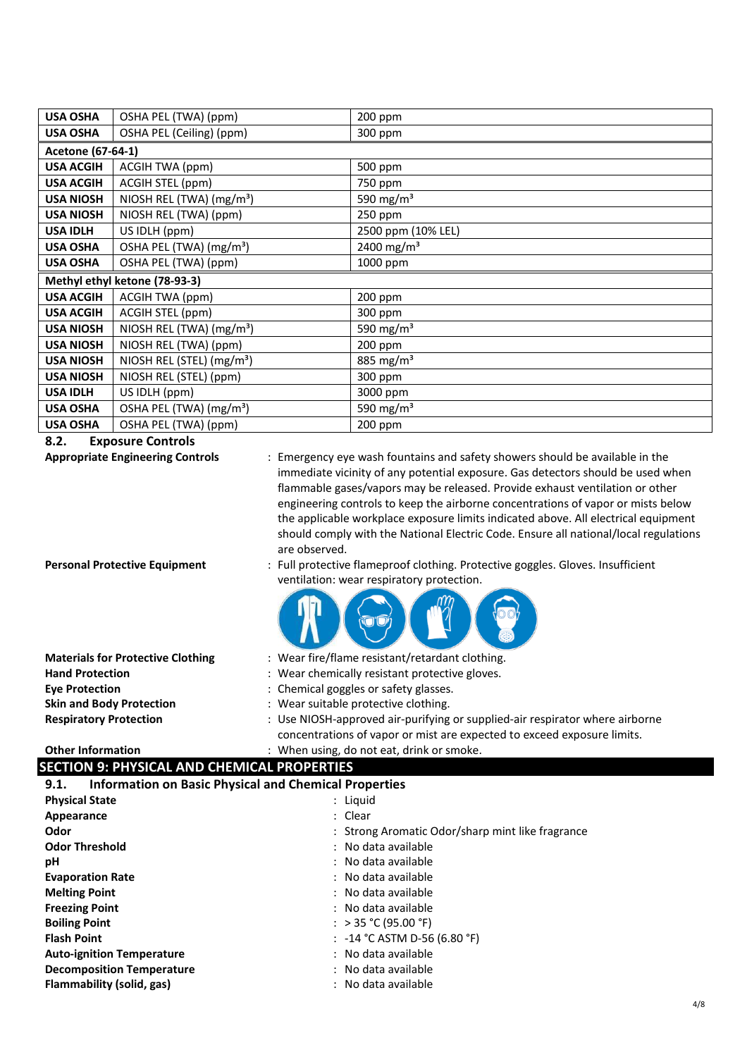| | | |
|---|---|---|
| **USA OSHA** | OSHA PEL (TWA) (ppm) | 200 ppm |
| **USA OSHA** | OSHA PEL (Ceiling) (ppm) | 300 ppm |
| **Acetone (67-64-1)** | | |
| **USA ACGIH** | ACGIH TWA (ppm) | 500 ppm |
| **USA ACGIH** | ACGIH STEL (ppm) | 750 ppm |
| **USA NIOSH** | NIOSH REL (TWA) (mg/m³) | 590 mg/m³ |
| **USA NIOSH** | NIOSH REL (TWA) (ppm) | 250 ppm |
| **USA IDLH** | US IDLH (ppm) | 2500 ppm (10% LEL) |
| **USA OSHA** | OSHA PEL (TWA) (mg/m³) | 2400 mg/m³ |
| **USA OSHA** | OSHA PEL (TWA) (ppm) | 1000 ppm |
| **Methyl ethyl ketone (78-93-3)** | | |
| **USA ACGIH** | ACGIH TWA (ppm) | 200 ppm |
| **USA ACGIH** | ACGIH STEL (ppm) | 300 ppm |
| **USA NIOSH** | NIOSH REL (TWA) (mg/m³) | 590 mg/m³ |
| **USA NIOSH** | NIOSH REL (TWA) (ppm) | 200 ppm |
| **USA NIOSH** | NIOSH REL (STEL) (mg/m³) | 885 mg/m³ |
| **USA NIOSH** | NIOSH REL (STEL) (ppm) | 300 ppm |
| **USA IDLH** | US IDLH (ppm) | 3000 ppm |
| **USA OSHA** | OSHA PEL (TWA) (mg/m³) | 590 mg/m³ |
| **USA OSHA** | OSHA PEL (TWA) (ppm) | 200 ppm |

### 8.2. Exposure Controls

**Appropriate Engineering Controls** : Emergency eye wash fountains and safety showers should be available in the immediate vicinity of any potential exposure. Gas detectors should be used when flammable gases/vapors may be released. Provide exhaust ventilation or other engineering controls to keep the airborne concentrations of vapor or mists below the applicable workplace exposure limits indicated above. All electrical equipment should comply with the National Electric Code. Ensure all national/local regulations are observed.

**Personal Protective Equipment** : Full protective flameproof clothing. Protective goggles. Gloves. Insufficient ventilation: wear respiratory protection.

**Materials for Protective Clothing** : Wear fire/flame resistant/retardant clothing.

**Hand Protection** : Wear chemically resistant protective gloves.

**Eye Protection** : Chemical goggles or safety glasses.

**Skin and Body Protection** : Wear suitable protective clothing.

**Respiratory Protection** : Use NIOSH-approved air-purifying or supplied-air respirator where airborne concentrations of vapor or mist are expected to exceed exposure limits.

**Other Information** : When using, do not eat, drink or smoke.

## SECTION 9: PHYSICAL AND CHEMICAL PROPERTIES

### 9.1. Information on Basic Physical and Chemical Properties

**Physical State** : Liquid

**Appearance** : Clear

**Odor** : Strong Aromatic Odor/sharp mint like fragrance

**Odor Threshold** : No data available

**pH** : No data available

**Evaporation Rate** : No data available

**Melting Point** : No data available

**Freezing Point** : No data available

**Boiling Point** : > 35 °C (95.00 °F)

**Flash Point** : -14 °C ASTM D-56 (6.80 °F)

**Auto-ignition Temperature** : No data available

**Decomposition Temperature** : No data available

**Flammability (solid, gas)** : No data available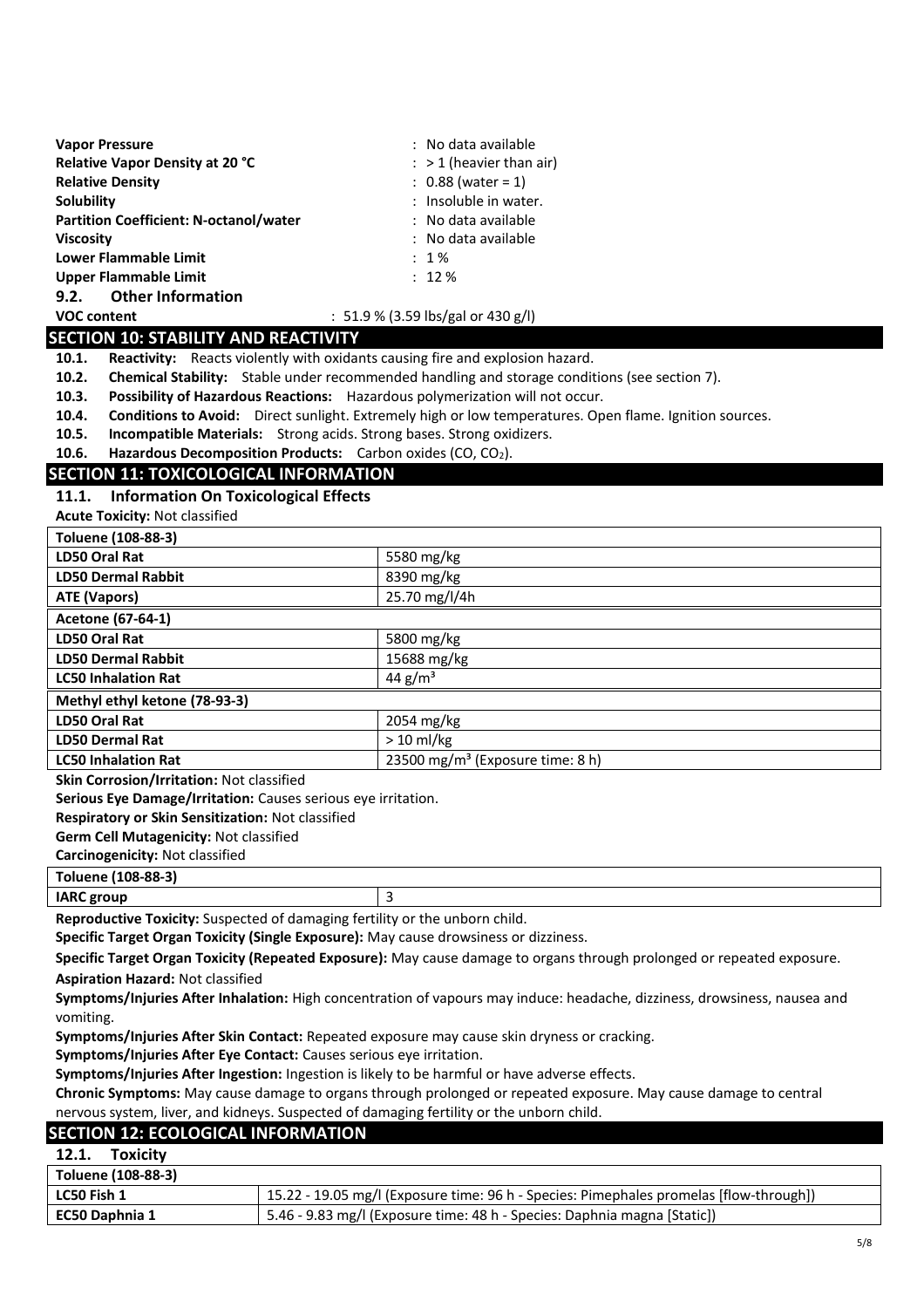| | |
|---|---|
| **Vapor Pressure** | : No data available |
| **Relative Vapor Density at 20 °C** | : > 1 (heavier than air) |
| **Relative Density** | : 0.88 (water = 1) |
| **Solubility** | : Insoluble in water. |
| **Partition Coefficient: N-octanol/water** | : No data available |
| **Viscosity** | : No data available |
| **Lower Flammable Limit** | : 1 % |
| **Upper Flammable Limit** | : 12 % |

### 9.2. Other Information

**VOC content** : 51.9 % (3.59 lbs/gal or 430 g/l)

## SECTION 10: STABILITY AND REACTIVITY

**10.1. Reactivity:** Reacts violently with oxidants causing fire and explosion hazard.

**10.2. Chemical Stability:** Stable under recommended handling and storage conditions (see section 7).

**10.3. Possibility of Hazardous Reactions:** Hazardous polymerization will not occur.

**10.4. Conditions to Avoid:** Direct sunlight. Extremely high or low temperatures. Open flame. Ignition sources.

**10.5. Incompatible Materials:** Strong acids. Strong bases. Strong oxidizers.

**10.6. Hazardous Decomposition Products:** Carbon oxides (CO, $CO_2$).

## SECTION 11: TOXICOLOGICAL INFORMATION

### 11.1. Information On Toxicological Effects

**Acute Toxicity:** Not classified

| **Toluene (108-88-3)** | |
|---|---|
| **LD50 Oral Rat** | 5580 mg/kg |
| **LD50 Dermal Rabbit** | 8390 mg/kg |
| **ATE (Vapors)** | 25.70 mg/l/4h |
| **Acetone (67-64-1)** | |
| **LD50 Oral Rat** | 5800 mg/kg |
| **LD50 Dermal Rabbit** | 15688 mg/kg |
| **LC50 Inhalation Rat** | 44 g/m³ |
| **Methyl ethyl ketone (78-93-3)** | |
| **LD50 Oral Rat** | 2054 mg/kg |
| **LD50 Dermal Rat** | > 10 ml/kg |
| **LC50 Inhalation Rat** | 23500 mg/m³ (Exposure time: 8 h) |

**Skin Corrosion/Irritation:** Not classified

**Serious Eye Damage/Irritation:** Causes serious eye irritation.

**Respiratory or Skin Sensitization:** Not classified

**Germ Cell Mutagenicity:** Not classified

**Carcinogenicity:** Not classified

| **Toluene (108-88-3)** | |
|---|---|
| **IARC group** | 3 |

**Reproductive Toxicity:** Suspected of damaging fertility or the unborn child.

**Specific Target Organ Toxicity (Single Exposure):** May cause drowsiness or dizziness.

**Specific Target Organ Toxicity (Repeated Exposure):** May cause damage to organs through prolonged or repeated exposure.

**Aspiration Hazard:** Not classified

**Symptoms/Injuries After Inhalation:** High concentration of vapours may induce: headache, dizziness, drowsiness, nausea and vomiting.

**Symptoms/Injuries After Skin Contact:** Repeated exposure may cause skin dryness or cracking.

**Symptoms/Injuries After Eye Contact:** Causes serious eye irritation.

**Symptoms/Injuries After Ingestion:** Ingestion is likely to be harmful or have adverse effects.

**Chronic Symptoms:** May cause damage to organs through prolonged or repeated exposure. May cause damage to central nervous system, liver, and kidneys. Suspected of damaging fertility or the unborn child.

## SECTION 12: ECOLOGICAL INFORMATION

### 12.1. Toxicity

| **Toluene (108-88-3)** | |
|---|---|
| **LC50 Fish 1** | 15.22 - 19.05 mg/l (Exposure time: 96 h - Species: Pimephales promelas [flow-through]) |
| **EC50 Daphnia 1** | 5.46 - 9.83 mg/l (Exposure time: 48 h - Species: Daphnia magna [Static]) |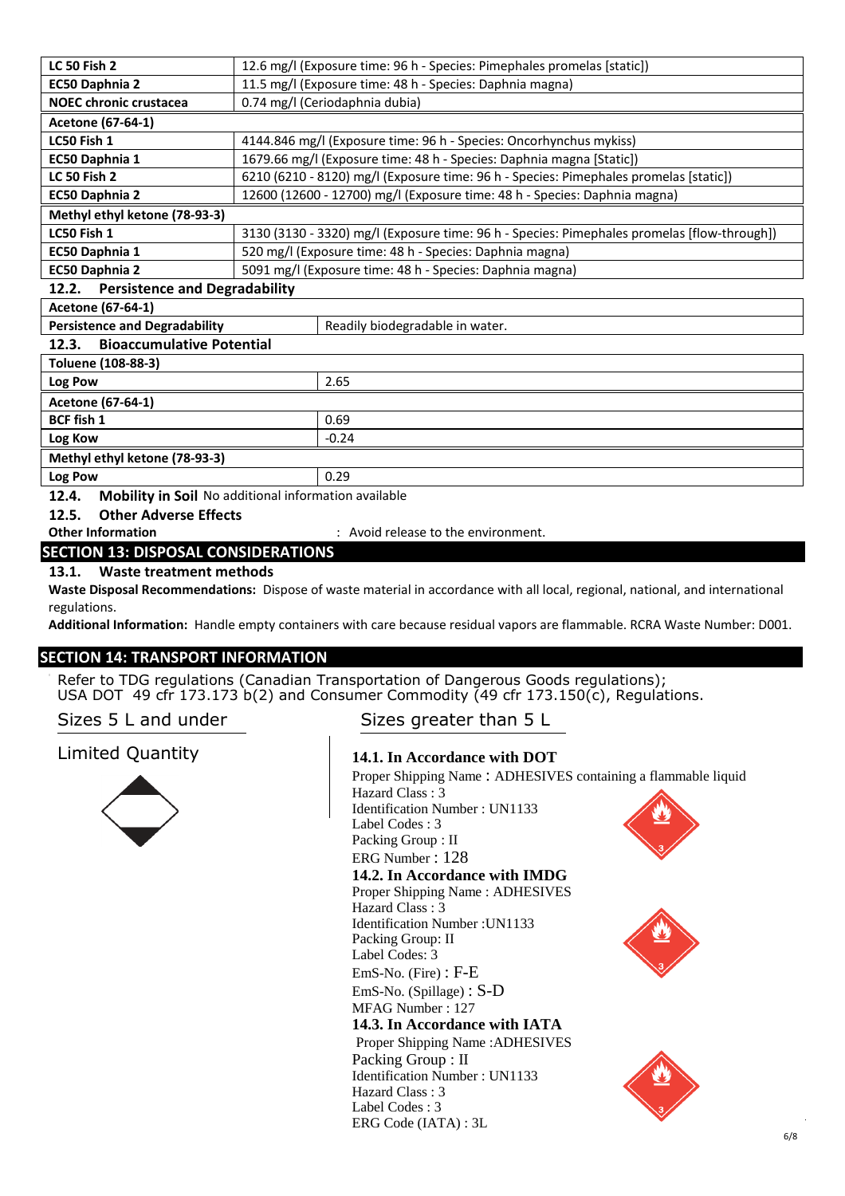| | |
|---|---|
| **LC 50 Fish 2** | 12.6 mg/l (Exposure time: 96 h - Species: Pimephales promelas [static]) |
| **EC50 Daphnia 2** | 11.5 mg/l (Exposure time: 48 h - Species: Daphnia magna) |
| **NOEC chronic crustacea** | 0.74 mg/l (Ceriodaphnia dubia) |
| **Acetone (67-64-1)** | |
| **LC50 Fish 1** | 4144.846 mg/l (Exposure time: 96 h - Species: Oncorhynchus mykiss) |
| **EC50 Daphnia 1** | 1679.66 mg/l (Exposure time: 48 h - Species: Daphnia magna [Static]) |
| **LC 50 Fish 2** | 6210 (6210 - 8120) mg/l (Exposure time: 96 h - Species: Pimephales promelas [static]) |
| **EC50 Daphnia 2** | 12600 (12600 - 12700) mg/l (Exposure time: 48 h - Species: Daphnia magna) |
| **Methyl ethyl ketone (78-93-3)** | |
| **LC50 Fish 1** | 3130 (3130 - 3320) mg/l (Exposure time: 96 h - Species: Pimephales promelas [flow-through]) |
| **EC50 Daphnia 1** | 520 mg/l (Exposure time: 48 h - Species: Daphnia magna) |
| **EC50 Daphnia 2** | 5091 mg/l (Exposure time: 48 h - Species: Daphnia magna) |

### 12.2. Persistence and Degradability

| | |
|---|---|
| **Acetone (67-64-1)** | |
| **Persistence and Degradability** | Readily biodegradable in water. |

### 12.3. Bioaccumulative Potential

| | |
|---|---|
| **Toluene (108-88-3)** | |
| **Log Pow** | 2.65 |
| **Acetone (67-64-1)** | |
| **BCF fish 1** | 0.69 |
| **Log Kow** | -0.24 |
| **Methyl ethyl ketone (78-93-3)** | |
| **Log Pow** | 0.29 |

### 12.4. Mobility in Soil
No additional information available

### 12.5. Other Adverse Effects

**Other Information** : Avoid release to the environment.

## SECTION 13: DISPOSAL CONSIDERATIONS

### 13.1. Waste treatment methods

**Waste Disposal Recommendations:** Dispose of waste material in accordance with all local, regional, national, and international regulations.

**Additional Information:** Handle empty containers with care because residual vapors are flammable. RCRA Waste Number: D001.

## SECTION 14: TRANSPORT INFORMATION

Refer to TDG regulations (Canadian Transportation of Dangerous Goods regulations);
USA DOT 49 cfr 173.173 b(2) and Consumer Commodity (49 cfr 173.150(c), Regulations.

**Sizes 5 L and under**

Limited Quantity

**Sizes greater than 5 L**

### 14.1. In Accordance with DOT

Proper Shipping Name : ADHESIVES containing a flammable liquid
Hazard Class : 3
Identification Number : UN1133
Label Codes : 3
Packing Group : II
ERG Number : 128

### 14.2. In Accordance with IMDG

Proper Shipping Name : ADHESIVES
Hazard Class : 3
Identification Number :UN1133
Packing Group: II
Label Codes: 3
EmS-No. (Fire) : F-E
EmS-No. (Spillage) : S-D
MFAG Number : 127

### 14.3. In Accordance with IATA

Proper Shipping Name :ADHESIVES
Packing Group : II
Identification Number : UN1133
Hazard Class : 3
Label Codes : 3
ERG Code (IATA) : 3L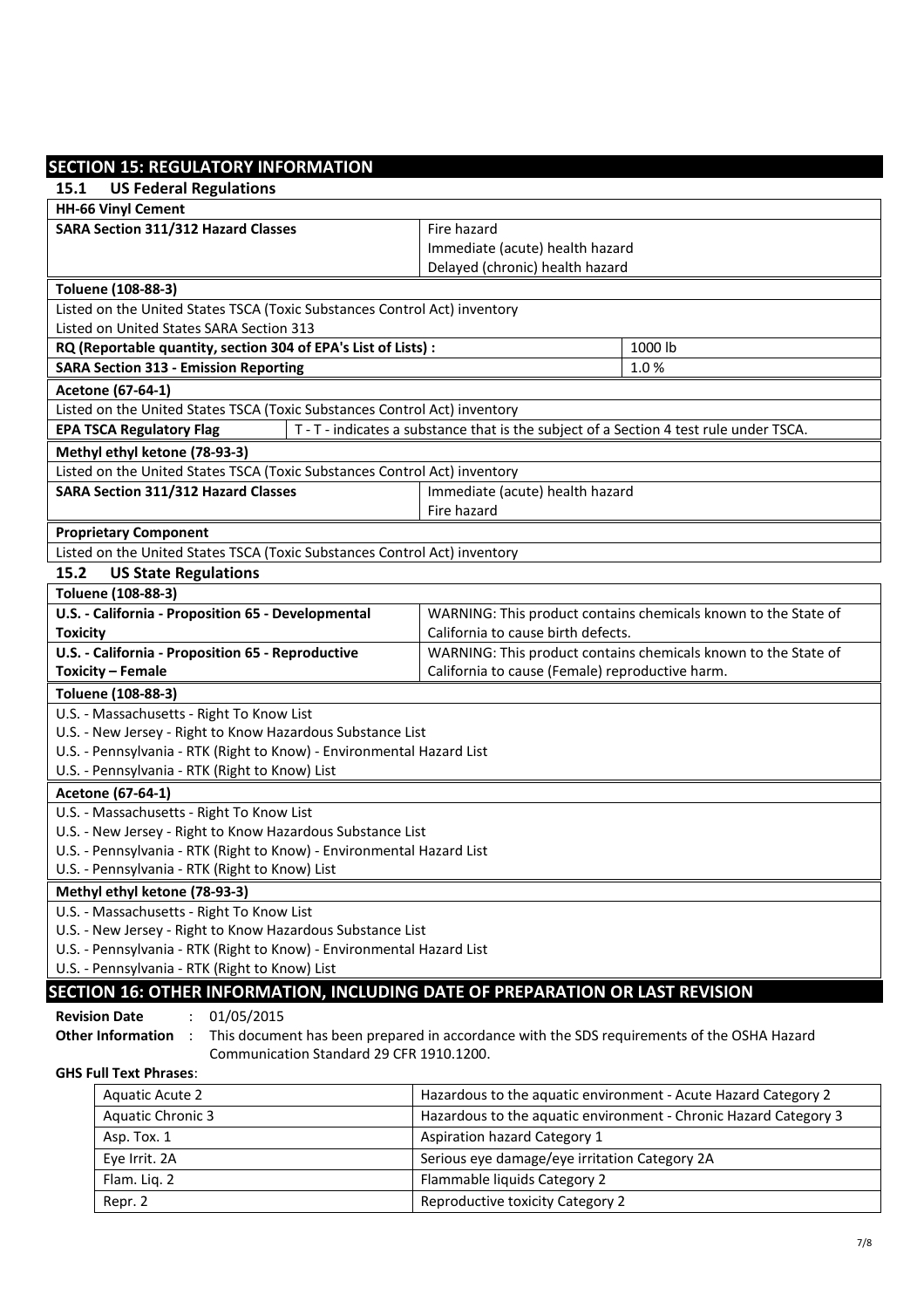## SECTION 15: REGULATORY INFORMATION

### 15.1 US Federal Regulations

**HH-66 Vinyl Cement**

| | |
|---|---|
| **SARA Section 311/312 Hazard Classes** | Fire hazard<br>Immediate (acute) health hazard<br>Delayed (chronic) health hazard |

**Toluene (108-88-3)**

Listed on the United States TSCA (Toxic Substances Control Act) inventory
Listed on United States SARA Section 313

| | |
|---|---|
| **RQ (Reportable quantity, section 304 of EPA's List of Lists) :** | 1000 lb |
| **SARA Section 313 - Emission Reporting** | 1.0 % |

**Acetone (67-64-1)**

Listed on the United States TSCA (Toxic Substances Control Act) inventory

| | |
|---|---|
| **EPA TSCA Regulatory Flag** | T - T - indicates a substance that is the subject of a Section 4 test rule under TSCA. |

**Methyl ethyl ketone (78-93-3)**

Listed on the United States TSCA (Toxic Substances Control Act) inventory

| | |
|---|---|
| **SARA Section 311/312 Hazard Classes** | Immediate (acute) health hazard<br>Fire hazard |

**Proprietary Component**

Listed on the United States TSCA (Toxic Substances Control Act) inventory

### 15.2 US State Regulations

**Toluene (108-88-3)**

| | |
|---|---|
| **U.S. - California - Proposition 65 - Developmental Toxicity** | WARNING: This product contains chemicals known to the State of California to cause birth defects. |
| **U.S. - California - Proposition 65 - Reproductive Toxicity – Female** | WARNING: This product contains chemicals known to the State of California to cause (Female) reproductive harm. |

**Toluene (108-88-3)**

U.S. - Massachusetts - Right To Know List
U.S. - New Jersey - Right to Know Hazardous Substance List
U.S. - Pennsylvania - RTK (Right to Know) - Environmental Hazard List
U.S. - Pennsylvania - RTK (Right to Know) List

**Acetone (67-64-1)**

U.S. - Massachusetts - Right To Know List
U.S. - New Jersey - Right to Know Hazardous Substance List
U.S. - Pennsylvania - RTK (Right to Know) - Environmental Hazard List
U.S. - Pennsylvania - RTK (Right to Know) List

**Methyl ethyl ketone (78-93-3)**

U.S. - Massachusetts - Right To Know List
U.S. - New Jersey - Right to Know Hazardous Substance List
U.S. - Pennsylvania - RTK (Right to Know) - Environmental Hazard List
U.S. - Pennsylvania - RTK (Right to Know) List

## SECTION 16: OTHER INFORMATION, INCLUDING DATE OF PREPARATION OR LAST REVISION

**Revision Date** : 01/05/2015

**Other Information** : This document has been prepared in accordance with the SDS requirements of the OSHA Hazard Communication Standard 29 CFR 1910.1200.

**GHS Full Text Phrases**:

| | |
|---|---|
| Aquatic Acute 2 | Hazardous to the aquatic environment - Acute Hazard Category 2 |
| Aquatic Chronic 3 | Hazardous to the aquatic environment - Chronic Hazard Category 3 |
| Asp. Tox. 1 | Aspiration hazard Category 1 |
| Eye Irrit. 2A | Serious eye damage/eye irritation Category 2A |
| Flam. Liq. 2 | Flammable liquids Category 2 |
| Repr. 2 | Reproductive toxicity Category 2 |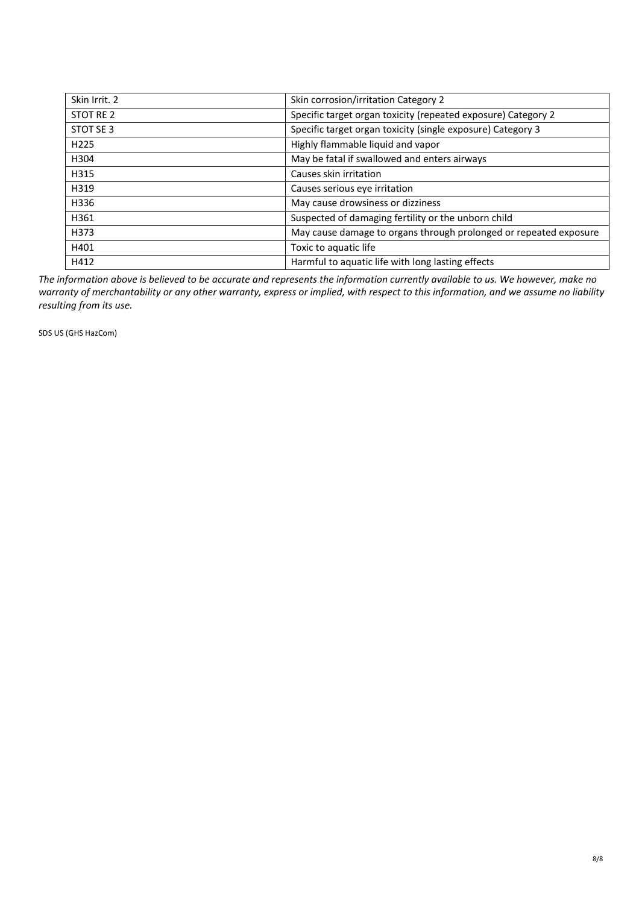| | |
|---|---|
| Skin Irrit. 2 | Skin corrosion/irritation Category 2 |
| STOT RE 2 | Specific target organ toxicity (repeated exposure) Category 2 |
| STOT SE 3 | Specific target organ toxicity (single exposure) Category 3 |
| H225 | Highly flammable liquid and vapor |
| H304 | May be fatal if swallowed and enters airways |
| H315 | Causes skin irritation |
| H319 | Causes serious eye irritation |
| H336 | May cause drowsiness or dizziness |
| H361 | Suspected of damaging fertility or the unborn child |
| H373 | May cause damage to organs through prolonged or repeated exposure |
| H401 | Toxic to aquatic life |
| H412 | Harmful to aquatic life with long lasting effects |

*The information above is believed to be accurate and represents the information currently available to us. We however, make no warranty of merchantability or any other warranty, express or implied, with respect to this information, and we assume no liability resulting from its use.*

SDS US (GHS HazCom)